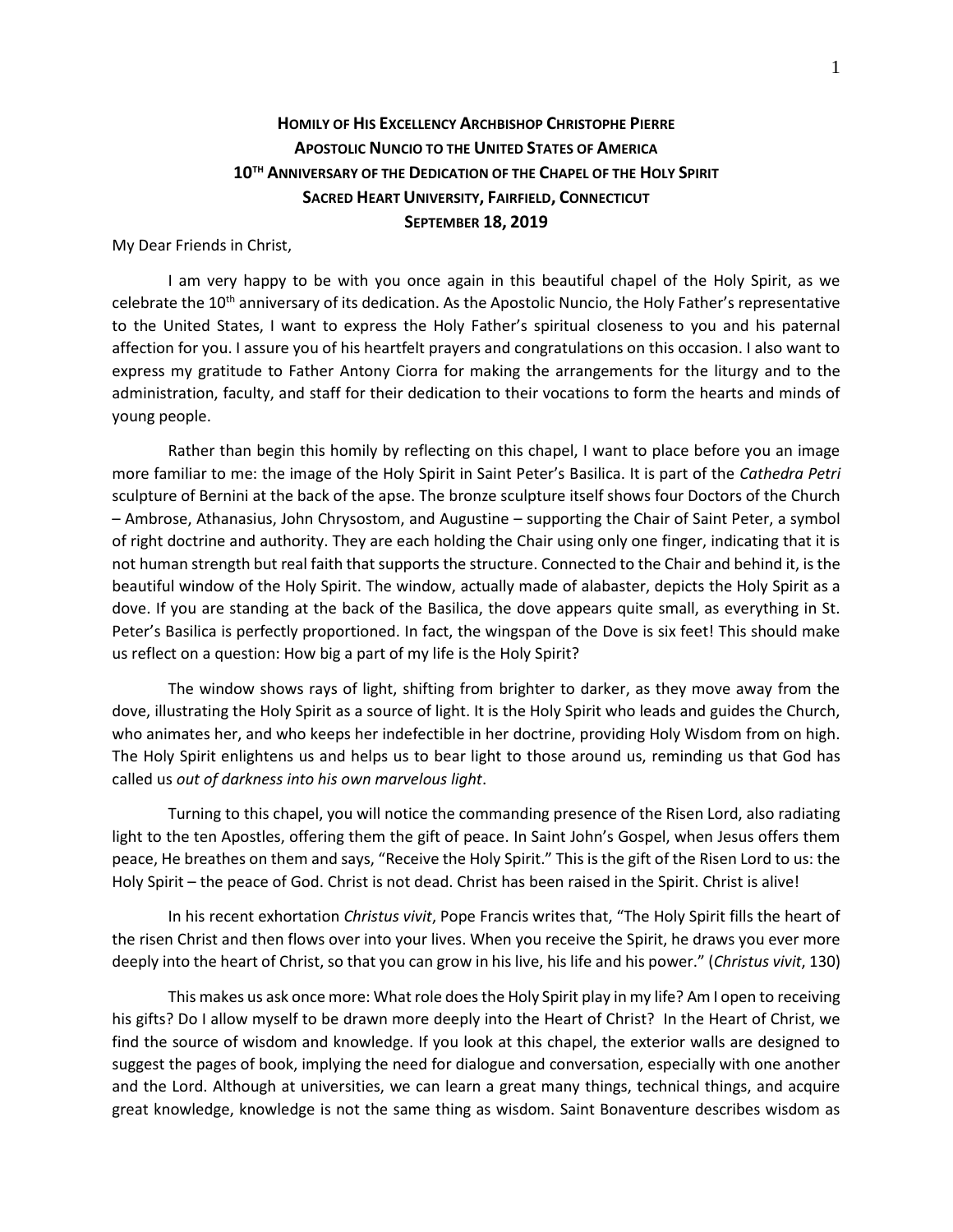# Homily of His Excellency Archbishop Christophe Pierre
## Apostolic Nuncio to the United States of America
## 10th Anniversary of the Dedication of the Chapel of the Holy Spirit
## Sacred Heart University, Fairfield, Connecticut
## September 18, 2019

My Dear Friends in Christ,

I am very happy to be with you once again in this beautiful chapel of the Holy Spirit, as we celebrate the 10th anniversary of its dedication. As the Apostolic Nuncio, the Holy Father's representative to the United States, I want to express the Holy Father's spiritual closeness to you and his paternal affection for you. I assure you of his heartfelt prayers and congratulations on this occasion. I also want to express my gratitude to Father Antony Ciorra for making the arrangements for the liturgy and to the administration, faculty, and staff for their dedication to their vocations to form the hearts and minds of young people.

Rather than begin this homily by reflecting on this chapel, I want to place before you an image more familiar to me: the image of the Holy Spirit in Saint Peter's Basilica. It is part of the *Cathedra Petri* sculpture of Bernini at the back of the apse. The bronze sculpture itself shows four Doctors of the Church – Ambrose, Athanasius, John Chrysostom, and Augustine – supporting the Chair of Saint Peter, a symbol of right doctrine and authority. They are each holding the Chair using only one finger, indicating that it is not human strength but real faith that supports the structure. Connected to the Chair and behind it, is the beautiful window of the Holy Spirit. The window, actually made of alabaster, depicts the Holy Spirit as a dove. If you are standing at the back of the Basilica, the dove appears quite small, as everything in St. Peter's Basilica is perfectly proportioned. In fact, the wingspan of the Dove is six feet! This should make us reflect on a question: How big a part of my life is the Holy Spirit?

The window shows rays of light, shifting from brighter to darker, as they move away from the dove, illustrating the Holy Spirit as a source of light. It is the Holy Spirit who leads and guides the Church, who animates her, and who keeps her indefectible in her doctrine, providing Holy Wisdom from on high. The Holy Spirit enlightens us and helps us to bear light to those around us, reminding us that God has called us *out of darkness into his own marvelous light*.

Turning to this chapel, you will notice the commanding presence of the Risen Lord, also radiating light to the ten Apostles, offering them the gift of peace. In Saint John's Gospel, when Jesus offers them peace, He breathes on them and says, "Receive the Holy Spirit." This is the gift of the Risen Lord to us: the Holy Spirit – the peace of God. Christ is not dead. Christ has been raised in the Spirit. Christ is alive!

In his recent exhortation *Christus vivit*, Pope Francis writes that, "The Holy Spirit fills the heart of the risen Christ and then flows over into your lives. When you receive the Spirit, he draws you ever more deeply into the heart of Christ, so that you can grow in his live, his life and his power." (*Christus vivit*, 130)

This makes us ask once more: What role does the Holy Spirit play in my life? Am I open to receiving his gifts? Do I allow myself to be drawn more deeply into the Heart of Christ? In the Heart of Christ, we find the source of wisdom and knowledge. If you look at this chapel, the exterior walls are designed to suggest the pages of book, implying the need for dialogue and conversation, especially with one another and the Lord. Although at universities, we can learn a great many things, technical things, and acquire great knowledge, knowledge is not the same thing as wisdom. Saint Bonaventure describes wisdom as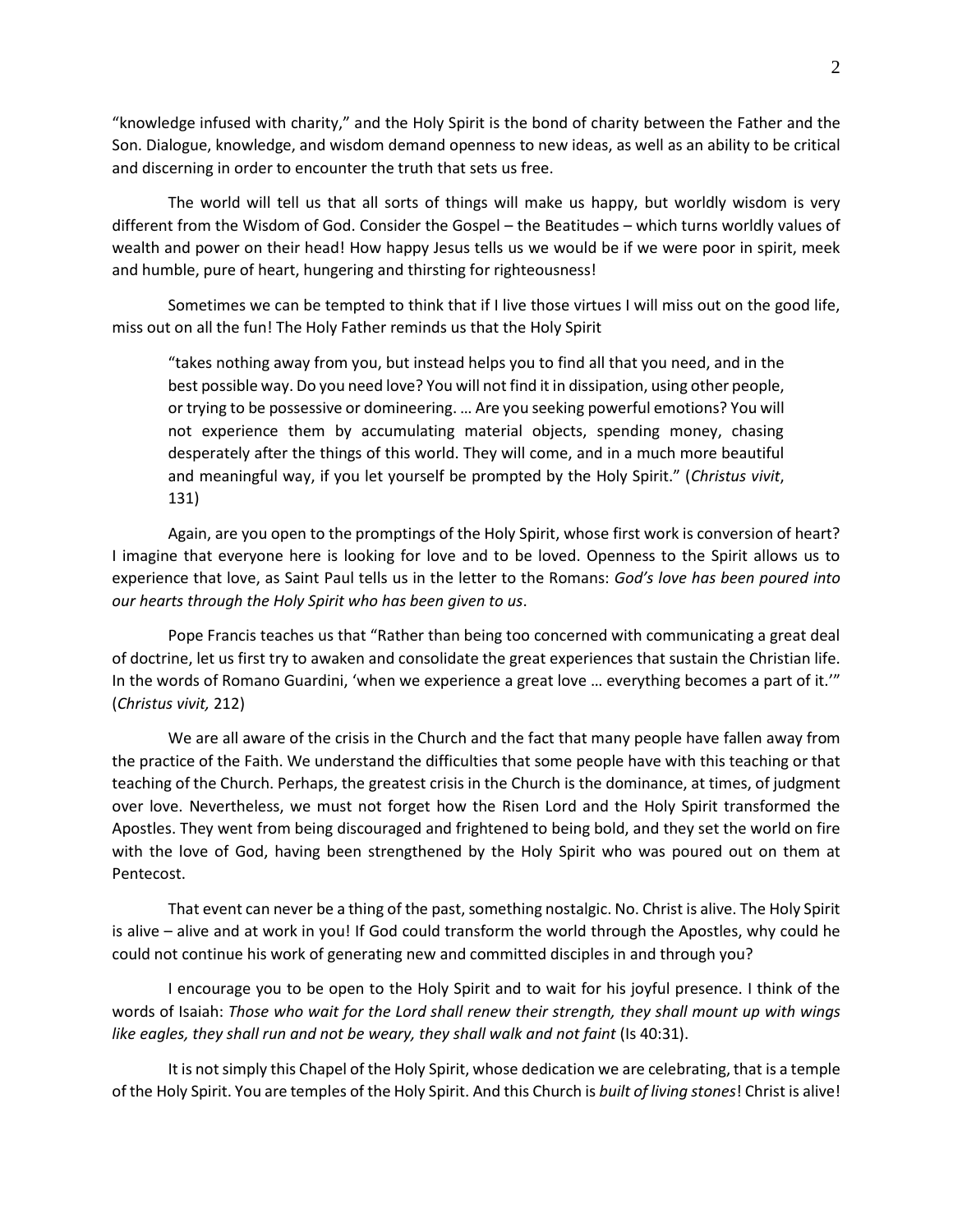"knowledge infused with charity," and the Holy Spirit is the bond of charity between the Father and the Son. Dialogue, knowledge, and wisdom demand openness to new ideas, as well as an ability to be critical and discerning in order to encounter the truth that sets us free.

The world will tell us that all sorts of things will make us happy, but worldly wisdom is very different from the Wisdom of God. Consider the Gospel – the Beatitudes – which turns worldly values of wealth and power on their head! How happy Jesus tells us we would be if we were poor in spirit, meek and humble, pure of heart, hungering and thirsting for righteousness!

Sometimes we can be tempted to think that if I live those virtues I will miss out on the good life, miss out on all the fun! The Holy Father reminds us that the Holy Spirit

> "takes nothing away from you, but instead helps you to find all that you need, and in the best possible way. Do you need love? You will not find it in dissipation, using other people, or trying to be possessive or domineering. … Are you seeking powerful emotions? You will not experience them by accumulating material objects, spending money, chasing desperately after the things of this world. They will come, and in a much more beautiful and meaningful way, if you let yourself be prompted by the Holy Spirit." (*Christus vivit*, 131)

Again, are you open to the promptings of the Holy Spirit, whose first work is conversion of heart? I imagine that everyone here is looking for love and to be loved. Openness to the Spirit allows us to experience that love, as Saint Paul tells us in the letter to the Romans: *God's love has been poured into our hearts through the Holy Spirit who has been given to us*.

Pope Francis teaches us that "Rather than being too concerned with communicating a great deal of doctrine, let us first try to awaken and consolidate the great experiences that sustain the Christian life. In the words of Romano Guardini, 'when we experience a great love … everything becomes a part of it.'" (*Christus vivit,* 212)

We are all aware of the crisis in the Church and the fact that many people have fallen away from the practice of the Faith. We understand the difficulties that some people have with this teaching or that teaching of the Church. Perhaps, the greatest crisis in the Church is the dominance, at times, of judgment over love. Nevertheless, we must not forget how the Risen Lord and the Holy Spirit transformed the Apostles. They went from being discouraged and frightened to being bold, and they set the world on fire with the love of God, having been strengthened by the Holy Spirit who was poured out on them at Pentecost.

That event can never be a thing of the past, something nostalgic. No. Christ is alive. The Holy Spirit is alive – alive and at work in you! If God could transform the world through the Apostles, why could he could not continue his work of generating new and committed disciples in and through you?

I encourage you to be open to the Holy Spirit and to wait for his joyful presence. I think of the words of Isaiah: *Those who wait for the Lord shall renew their strength, they shall mount up with wings like eagles, they shall run and not be weary, they shall walk and not faint* (Is 40:31).

It is not simply this Chapel of the Holy Spirit, whose dedication we are celebrating, that is a temple of the Holy Spirit. You are temples of the Holy Spirit. And this Church is *built of living stones*! Christ is alive!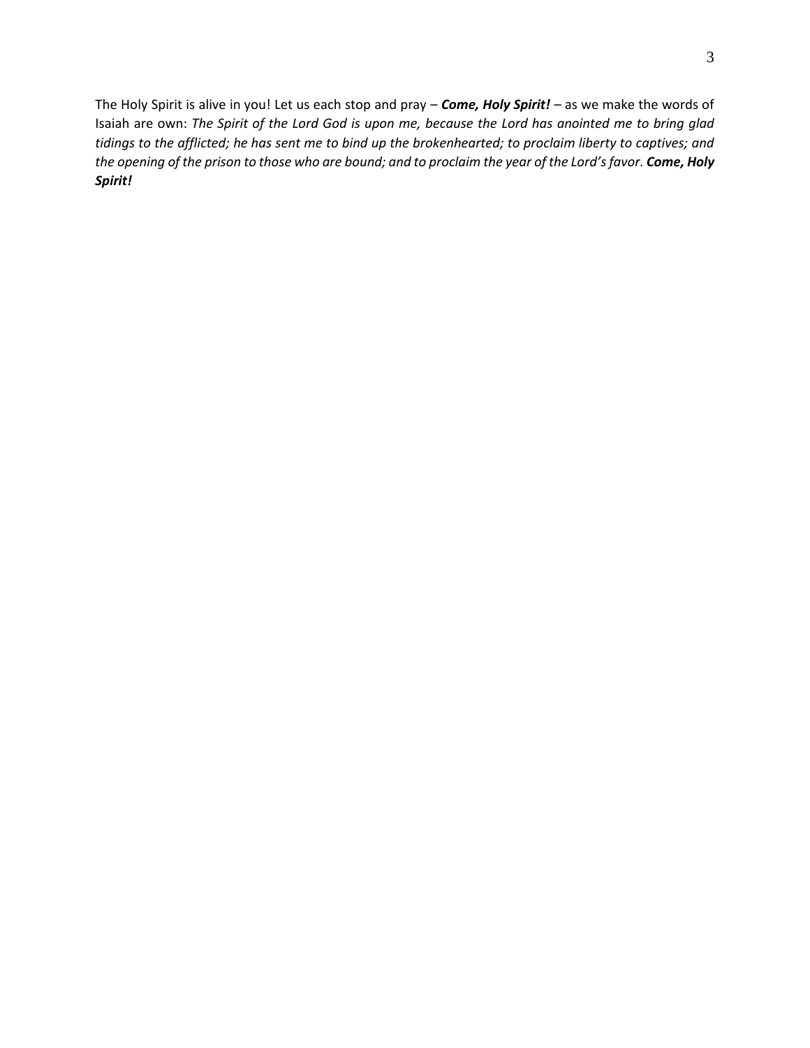The Holy Spirit is alive in you! Let us each stop and pray – ***Come, Holy Spirit!*** – as we make the words of Isaiah are own: *The Spirit of the Lord God is upon me, because the Lord has anointed me to bring glad tidings to the afflicted; he has sent me to bind up the brokenhearted; to proclaim liberty to captives; and the opening of the prison to those who are bound; and to proclaim the year of the Lord's favor*. ***Come, Holy Spirit!***